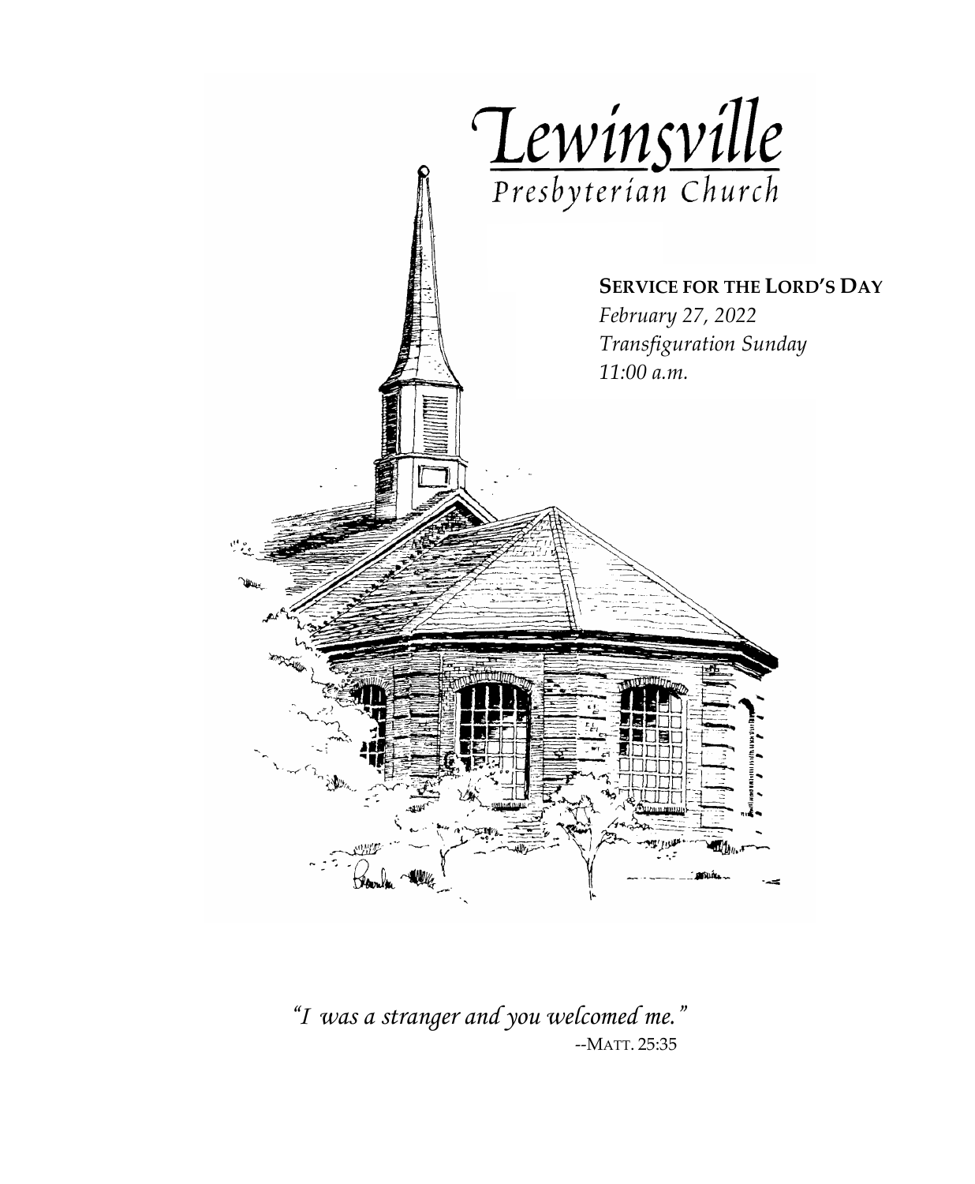# Lewinsville

Presbyterian Church

**SERVICE FOR THE LORD'S DAY**

*February 27, 2022*

*Transfiguration Sunday*

*11:00 a.m.*

*"I was a stranger and you welcomed me."*

--MATT. 25:35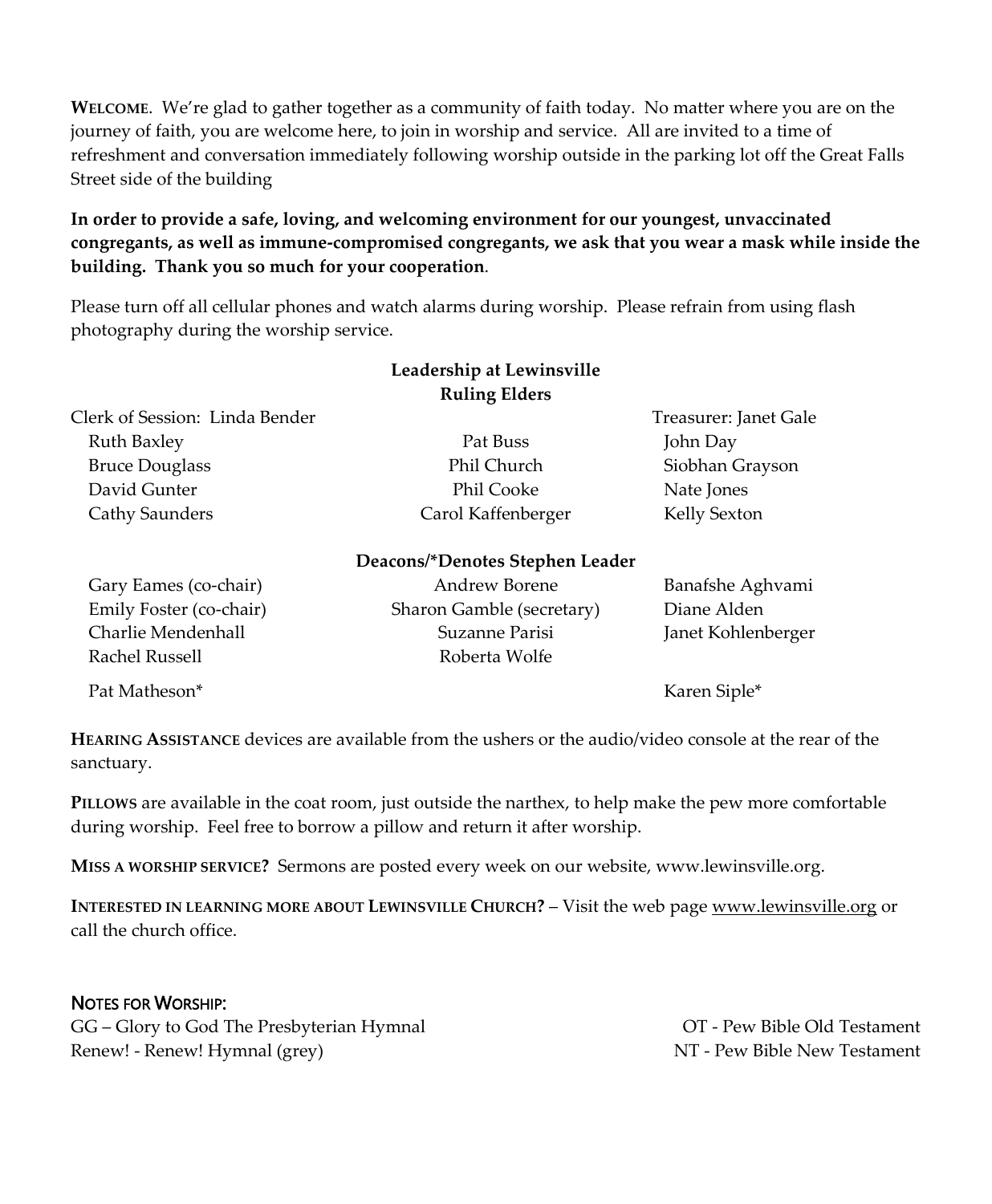**WELCOME**. We're glad to gather together as a community of faith today. No matter where you are on the journey of faith, you are welcome here, to join in worship and service. All are invited to a time of refreshment and conversation immediately following worship outside in the parking lot off the Great Falls Street side of the building

**In order to provide a safe, loving, and welcoming environment for our youngest, unvaccinated congregants, as well as immune-compromised congregants, we ask that you wear a mask while inside the building. Thank you so much for your cooperation**.

Please turn off all cellular phones and watch alarms during worship. Please refrain from using flash photography during the worship service.

**Leadership at Lewinsville**

**Ruling Elders**

Clerk of Session: Linda Bender

Treasurer: Janet Gale

| | | |
|---|---|---|
| Ruth Baxley | Pat Buss | John Day |
| Bruce Douglass | Phil Church | Siobhan Grayson |
| David Gunter | Phil Cooke | Nate Jones |
| Cathy Saunders | Carol Kaffenberger | Kelly Sexton |

**Deacons/*Denotes Stephen Leader**

| | | |
|---|---|---|
| Gary Eames (co-chair) | Andrew Borene | Banafshe Aghvami |
| Emily Foster (co-chair) | Sharon Gamble (secretary) | Diane Alden |
| Charlie Mendenhall | Suzanne Parisi | Janet Kohlenberger |
| Rachel Russell | Roberta Wolfe | |
| Pat Matheson* | | Karen Siple* |

**HEARING ASSISTANCE** devices are available from the ushers or the audio/video console at the rear of the sanctuary.

**PILLOWS** are available in the coat room, just outside the narthex, to help make the pew more comfortable during worship. Feel free to borrow a pillow and return it after worship.

**MISS A WORSHIP SERVICE?** Sermons are posted every week on our website, www.lewinsville.org.

**INTERESTED IN LEARNING MORE ABOUT LEWINSVILLE CHURCH?** – Visit the web page www.lewinsville.org or call the church office.

**NOTES FOR WORSHIP:**

GG – Glory to God The Presbyterian Hymnal

Renew! - Renew! Hymnal (grey)

OT - Pew Bible Old Testament

NT - Pew Bible New Testament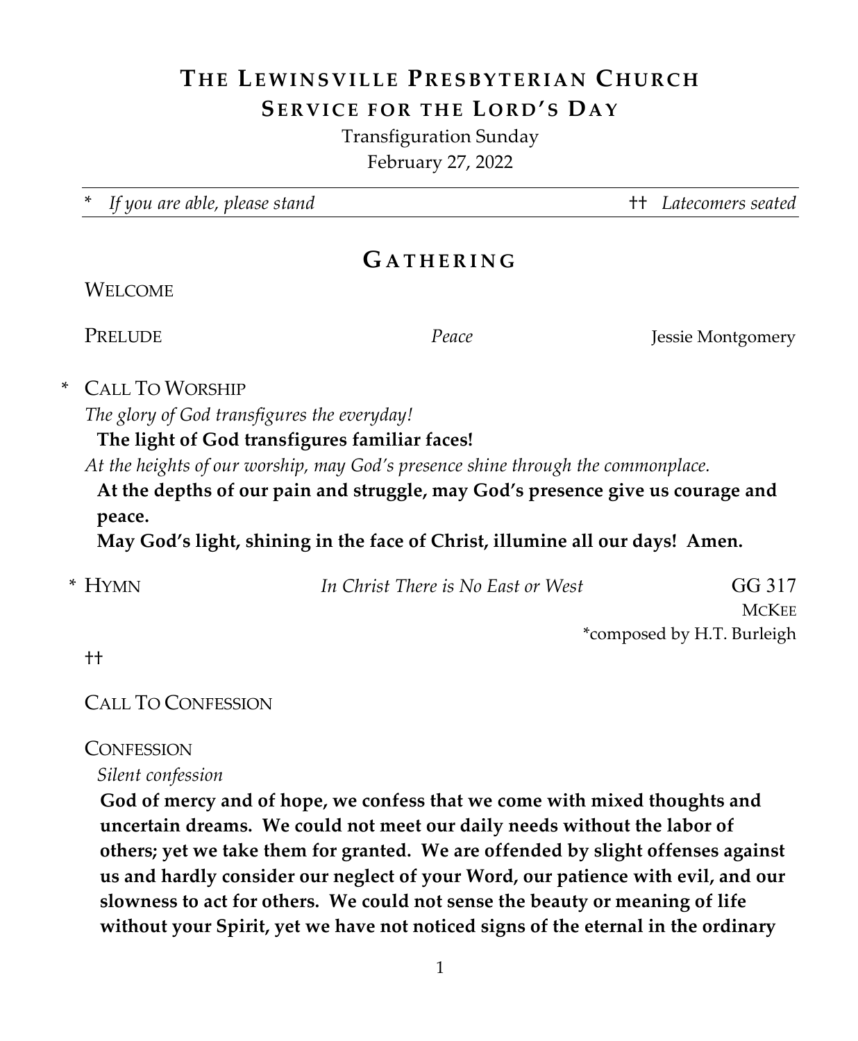# THE LEWINSVILLE PRESBYTERIAN CHURCH
## SERVICE FOR THE LORD'S DAY

Transfiguration Sunday
February 27, 2022

\* *If you are able, please stand* †† *Latecomers seated*

## GATHERING

WELCOME

PRELUDE *Peace* Jessie Montgomery

\* CALL TO WORSHIP

*The glory of God transfigures the everyday!*

**The light of God transfigures familiar faces!**

*At the heights of our worship, may God's presence shine through the commonplace.*

**At the depths of our pain and struggle, may God's presence give us courage and peace.**

**May God's light, shining in the face of Christ, illumine all our days! Amen.**

\* HYMN *In Christ There is No East or West* GG 317
MCKEE
\*composed by H.T. Burleigh

††

CALL TO CONFESSION

CONFESSION

*Silent confession*

**God of mercy and of hope, we confess that we come with mixed thoughts and uncertain dreams. We could not meet our daily needs without the labor of others; yet we take them for granted. We are offended by slight offenses against us and hardly consider our neglect of your Word, our patience with evil, and our slowness to act for others. We could not sense the beauty or meaning of life without your Spirit, yet we have not noticed signs of the eternal in the ordinary**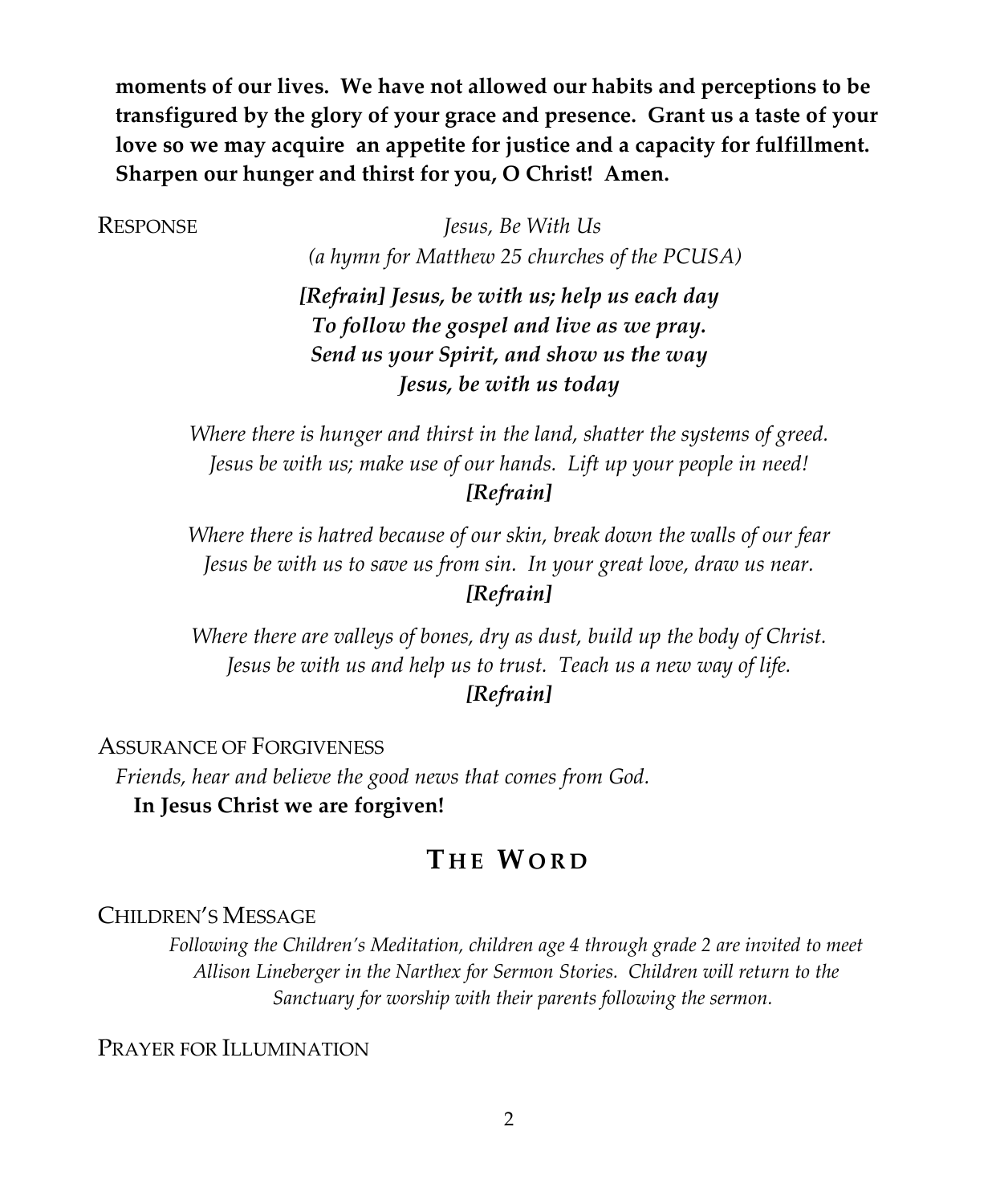**moments of our lives. We have not allowed our habits and perceptions to be transfigured by the glory of your grace and presence. Grant us a taste of your love so we may acquire an appetite for justice and a capacity for fulfillment. Sharpen our hunger and thirst for you, O Christ! Amen.**

RESPONSE *Jesus, Be With Us*
*(a hymn for Matthew 25 churches of the PCUSA)*

***[Refrain] Jesus, be with us; help us each day***
***To follow the gospel and live as we pray.***
***Send us your Spirit, and show us the way***
***Jesus, be with us today***

*Where there is hunger and thirst in the land, shatter the systems of greed.*
*Jesus be with us; make use of our hands. Lift up your people in need!*
***[Refrain]***

*Where there is hatred because of our skin, break down the walls of our fear*
*Jesus be with us to save us from sin. In your great love, draw us near.*
***[Refrain]***

*Where there are valleys of bones, dry as dust, build up the body of Christ.*
*Jesus be with us and help us to trust. Teach us a new way of life.*
***[Refrain]***

ASSURANCE OF FORGIVENESS

*Friends, hear and believe the good news that comes from God.*
**In Jesus Christ we are forgiven!**

## THE WORD

CHILDREN'S MESSAGE

*Following the Children's Meditation, children age 4 through grade 2 are invited to meet Allison Lineberger in the Narthex for Sermon Stories. Children will return to the Sanctuary for worship with their parents following the sermon.*

PRAYER FOR ILLUMINATION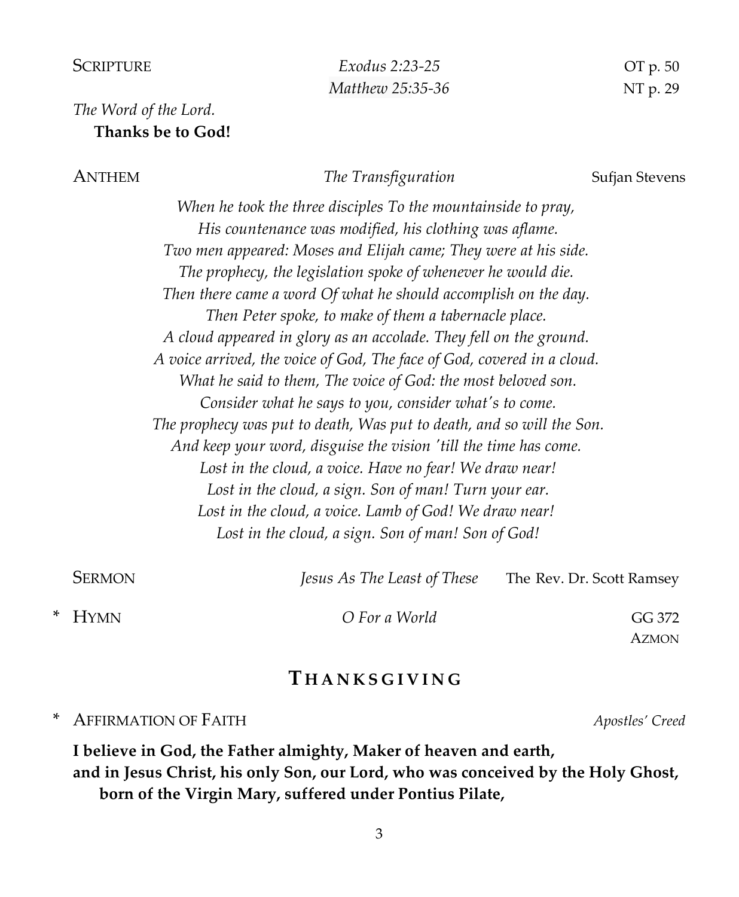SCRIPTURE *Exodus 2:23-25* OT p. 50
*Matthew 25:35-36* NT p. 29

*The Word of the Lord.*
**Thanks be to God!**

ANTHEM *The Transfiguration* Sufjan Stevens

*When he took the three disciples To the mountainside to pray,*
*His countenance was modified, his clothing was aflame.*
*Two men appeared: Moses and Elijah came; They were at his side.*
*The prophecy, the legislation spoke of whenever he would die.*
*Then there came a word Of what he should accomplish on the day.*
*Then Peter spoke, to make of them a tabernacle place.*
*A cloud appeared in glory as an accolade. They fell on the ground.*
*A voice arrived, the voice of God, The face of God, covered in a cloud.*
*What he said to them, The voice of God: the most beloved son.*
*Consider what he says to you, consider what's to come.*
*The prophecy was put to death, Was put to death, and so will the Son.*
*And keep your word, disguise the vision 'till the time has come.*
*Lost in the cloud, a voice. Have no fear! We draw near!*
*Lost in the cloud, a sign. Son of man! Turn your ear.*
*Lost in the cloud, a voice. Lamb of God! We draw near!*
*Lost in the cloud, a sign. Son of man! Son of God!*

SERMON *Jesus As The Least of These* The Rev. Dr. Scott Ramsey

\* HYMN *O For a World* GG 372
AZMON

## THANKSGIVING

\* AFFIRMATION OF FAITH *Apostles' Creed*

**I believe in God, the Father almighty, Maker of heaven and earth,**
**and in Jesus Christ, his only Son, our Lord, who was conceived by the Holy Ghost,**
**born of the Virgin Mary, suffered under Pontius Pilate,**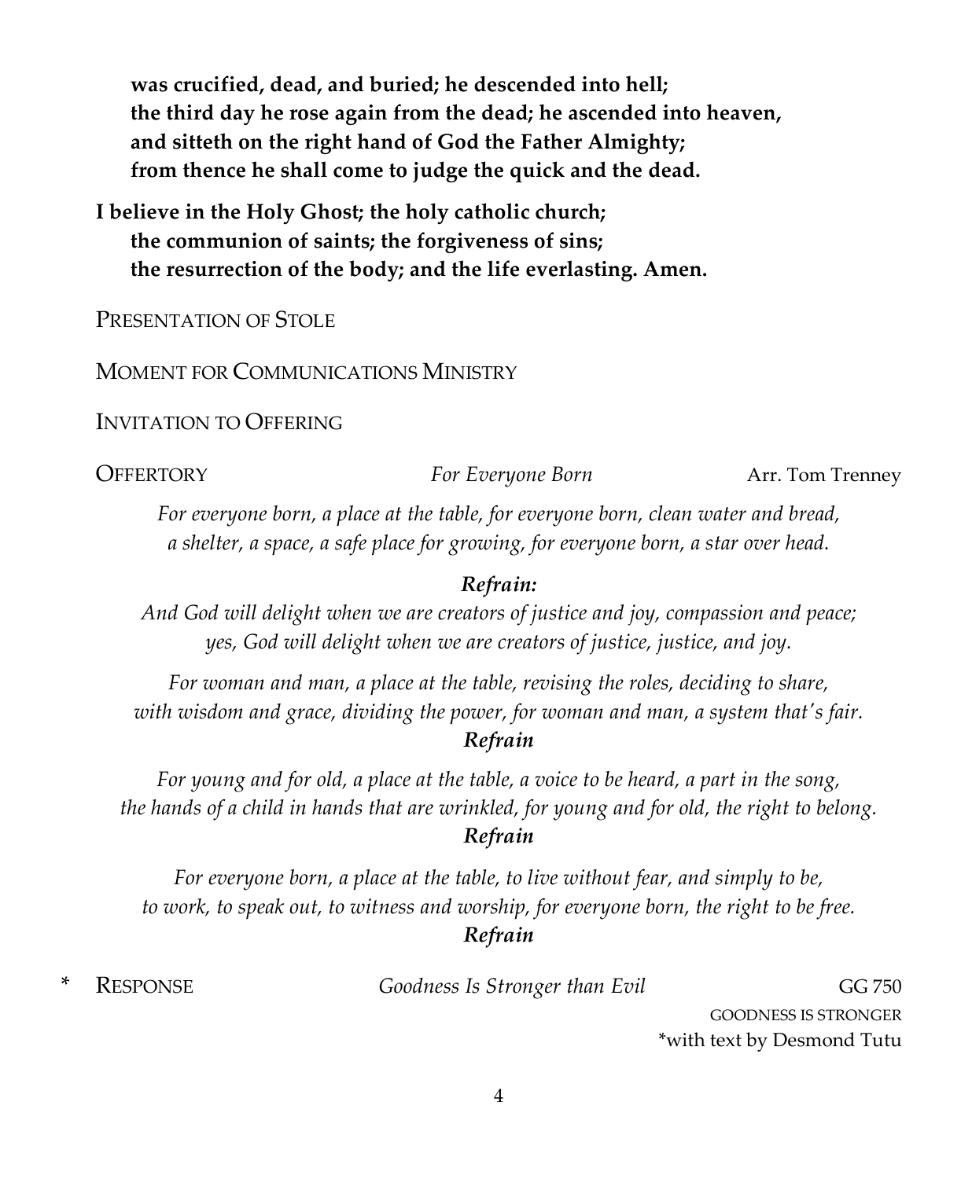**was crucified, dead, and buried; he descended into hell;**
**the third day he rose again from the dead; he ascended into heaven,**
**and sitteth on the right hand of God the Father Almighty;**
**from thence he shall come to judge the quick and the dead.**

**I believe in the Holy Ghost; the holy catholic church;**
**the communion of saints; the forgiveness of sins;**
**the resurrection of the body; and the life everlasting. Amen.**

PRESENTATION OF STOLE

MOMENT FOR COMMUNICATIONS MINISTRY

INVITATION TO OFFERING

OFFERTORY *For Everyone Born* Arr. Tom Trenney

*For everyone born, a place at the table, for everyone born, clean water and bread,*
*a shelter, a space, a safe place for growing, for everyone born, a star over head.*

***Refrain:***
*And God will delight when we are creators of justice and joy, compassion and peace;*
*yes, God will delight when we are creators of justice, justice, and joy.*

*For woman and man, a place at the table, revising the roles, deciding to share,*
*with wisdom and grace, dividing the power, for woman and man, a system that's fair.*
***Refrain***

*For young and for old, a place at the table, a voice to be heard, a part in the song,*
*the hands of a child in hands that are wrinkled, for young and for old, the right to belong.*
***Refrain***

*For everyone born, a place at the table, to live without fear, and simply to be,*
*to work, to speak out, to witness and worship, for everyone born, the right to be free.*
***Refrain***

\* RESPONSE *Goodness Is Stronger than Evil* GG 750
GOODNESS IS STRONGER
\*with text by Desmond Tutu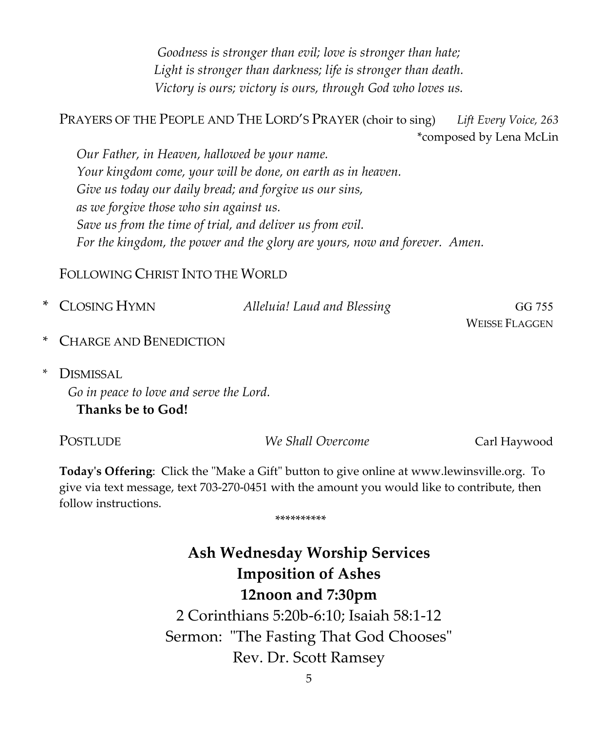*Goodness is stronger than evil; love is stronger than hate;*
*Light is stronger than darkness; life is stronger than death.*
*Victory is ours; victory is ours, through God who loves us.*

PRAYERS OF THE PEOPLE AND THE LORD'S PRAYER (choir to sing) *Lift Every Voice, 263*
*composed by Lena McLin

*Our Father, in Heaven, hallowed be your name.*
*Your kingdom come, your will be done, on earth as in heaven.*
*Give us today our daily bread; and forgive us our sins,*
*as we forgive those who sin against us.*
*Save us from the time of trial, and deliver us from evil.*
*For the kingdom, the power and the glory are yours, now and forever. Amen.*

FOLLOWING CHRIST INTO THE WORLD

\* CLOSING HYMN *Alleluia! Laud and Blessing* GG 755
WEISSE FLAGGEN

\* CHARGE AND BENEDICTION

\* DISMISSAL
*Go in peace to love and serve the Lord.*
**Thanks be to God!**

POSTLUDE *We Shall Overcome* Carl Haywood

**Today's Offering**: Click the "Make a Gift" button to give online at www.lewinsville.org. To give via text message, text 703-270-0451 with the amount you would like to contribute, then follow instructions.

\*\*\*\*\*\*\*\*\*\*

**Ash Wednesday Worship Services**
**Imposition of Ashes**
**12noon and 7:30pm**
2 Corinthians 5:20b-6:10; Isaiah 58:1-12
Sermon: "The Fasting That God Chooses"
Rev. Dr. Scott Ramsey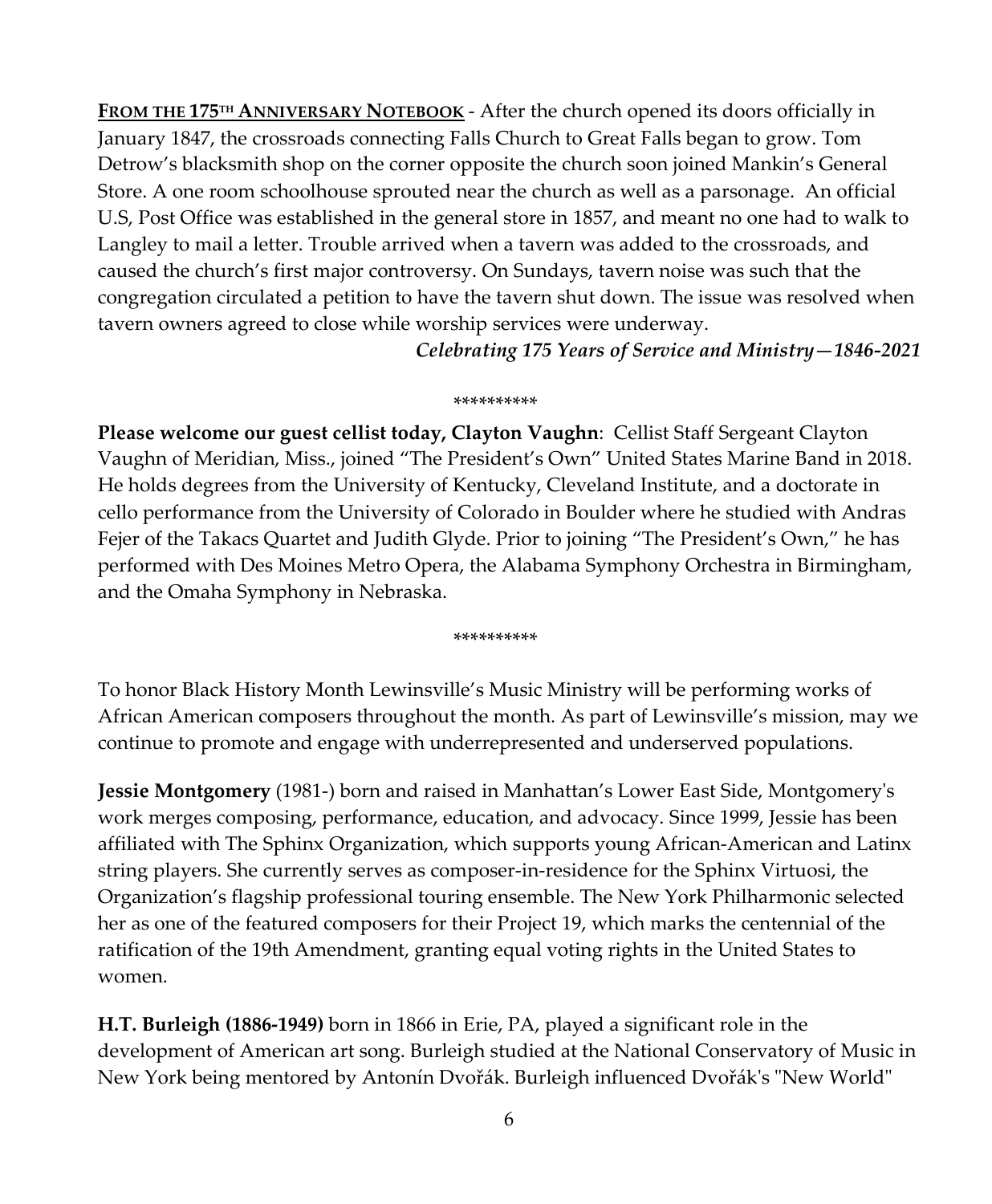**<u>FROM THE 175TH ANNIVERSARY NOTEBOOK</u>** - After the church opened its doors officially in January 1847, the crossroads connecting Falls Church to Great Falls began to grow. Tom Detrow's blacksmith shop on the corner opposite the church soon joined Mankin's General Store. A one room schoolhouse sprouted near the church as well as a parsonage. An official U.S, Post Office was established in the general store in 1857, and meant no one had to walk to Langley to mail a letter. Trouble arrived when a tavern was added to the crossroads, and caused the church's first major controversy. On Sundays, tavern noise was such that the congregation circulated a petition to have the tavern shut down. The issue was resolved when tavern owners agreed to close while worship services were underway.

***Celebrating 175 Years of Service and Ministry—1846-2021***

**********

**Please welcome our guest cellist today, Clayton Vaughn**: Cellist Staff Sergeant Clayton Vaughn of Meridian, Miss., joined "The President's Own" United States Marine Band in 2018. He holds degrees from the University of Kentucky, Cleveland Institute, and a doctorate in cello performance from the University of Colorado in Boulder where he studied with Andras Fejer of the Takacs Quartet and Judith Glyde. Prior to joining "The President's Own," he has performed with Des Moines Metro Opera, the Alabama Symphony Orchestra in Birmingham, and the Omaha Symphony in Nebraska.

**********

To honor Black History Month Lewinsville's Music Ministry will be performing works of African American composers throughout the month. As part of Lewinsville's mission, may we continue to promote and engage with underrepresented and underserved populations.

**Jessie Montgomery** (1981-) born and raised in Manhattan's Lower East Side, Montgomery's work merges composing, performance, education, and advocacy. Since 1999, Jessie has been affiliated with The Sphinx Organization, which supports young African-American and Latinx string players. She currently serves as composer-in-residence for the Sphinx Virtuosi, the Organization's flagship professional touring ensemble. The New York Philharmonic selected her as one of the featured composers for their Project 19, which marks the centennial of the ratification of the 19th Amendment, granting equal voting rights in the United States to women.

**H.T. Burleigh (1886-1949)** born in 1866 in Erie, PA, played a significant role in the development of American art song. Burleigh studied at the National Conservatory of Music in New York being mentored by Antonín Dvořák. Burleigh influenced Dvořák's "New World"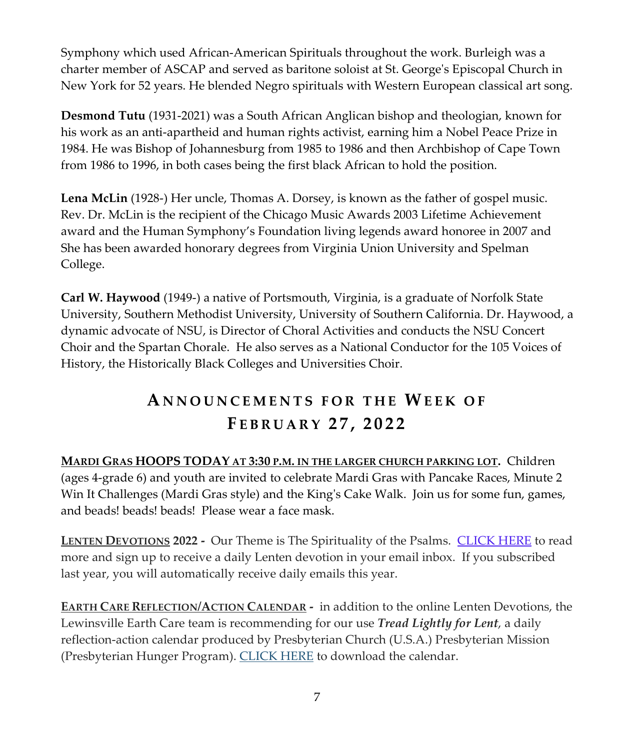Symphony which used African-American Spirituals throughout the work. Burleigh was a charter member of ASCAP and served as baritone soloist at St. George's Episcopal Church in New York for 52 years. He blended Negro spirituals with Western European classical art song.

**Desmond Tutu** (1931-2021) was a South African Anglican bishop and theologian, known for his work as an anti-apartheid and human rights activist, earning him a Nobel Peace Prize in 1984. He was Bishop of Johannesburg from 1985 to 1986 and then Archbishop of Cape Town from 1986 to 1996, in both cases being the first black African to hold the position.

**Lena McLin** (1928-) Her uncle, Thomas A. Dorsey, is known as the father of gospel music. Rev. Dr. McLin is the recipient of the Chicago Music Awards 2003 Lifetime Achievement award and the Human Symphony's Foundation living legends award honoree in 2007 and She has been awarded honorary degrees from Virginia Union University and Spelman College.

**Carl W. Haywood** (1949-) a native of Portsmouth, Virginia, is a graduate of Norfolk State University, Southern Methodist University, University of Southern California. Dr. Haywood, a dynamic advocate of NSU, is Director of Choral Activities and conducts the NSU Concert Choir and the Spartan Chorale. He also serves as a National Conductor for the 105 Voices of History, the Historically Black Colleges and Universities Choir.

## ANNOUNCEMENTS FOR THE WEEK OF FEBRUARY 27, 2022

**MARDI GRAS HOOPS TODAY AT 3:30 P.M. IN THE LARGER CHURCH PARKING LOT.** Children (ages 4-grade 6) and youth are invited to celebrate Mardi Gras with Pancake Races, Minute 2 Win It Challenges (Mardi Gras style) and the King's Cake Walk. Join us for some fun, games, and beads! beads! beads! Please wear a face mask.

**LENTEN DEVOTIONS 2022 -** Our Theme is The Spirituality of the Psalms. CLICK HERE to read more and sign up to receive a daily Lenten devotion in your email inbox. If you subscribed last year, you will automatically receive daily emails this year.

**EARTH CARE REFLECTION/ACTION CALENDAR -** in addition to the online Lenten Devotions, the Lewinsville Earth Care team is recommending for our use ***Tread Lightly for Lent***, a daily reflection-action calendar produced by Presbyterian Church (U.S.A.) Presbyterian Mission (Presbyterian Hunger Program). CLICK HERE to download the calendar.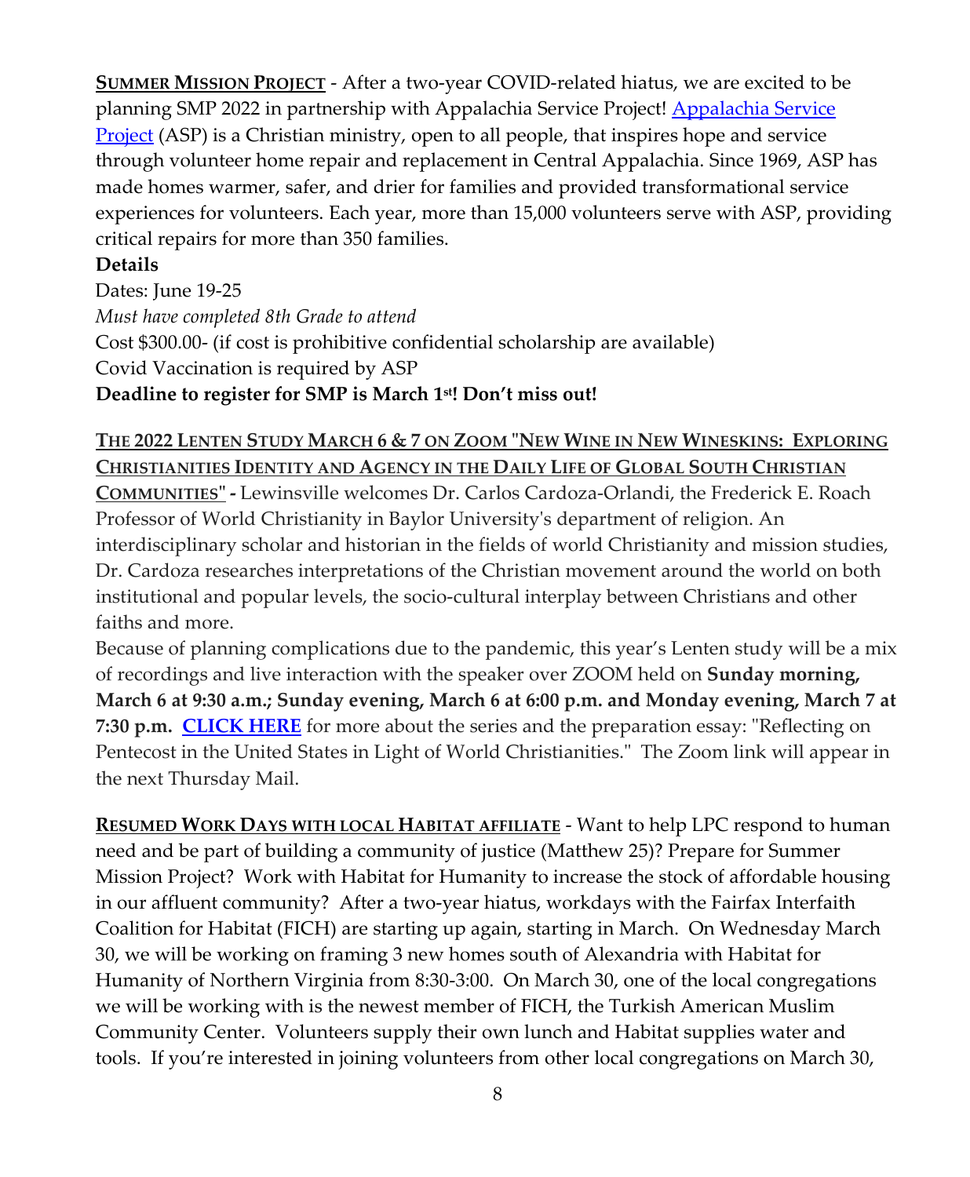**SUMMER MISSION PROJECT** - After a two-year COVID-related hiatus, we are excited to be planning SMP 2022 in partnership with Appalachia Service Project! Appalachia Service Project (ASP) is a Christian ministry, open to all people, that inspires hope and service through volunteer home repair and replacement in Central Appalachia. Since 1969, ASP has made homes warmer, safer, and drier for families and provided transformational service experiences for volunteers. Each year, more than 15,000 volunteers serve with ASP, providing critical repairs for more than 350 families.

**Details**

Dates: June 19-25

*Must have completed 8th Grade to attend*

Cost $300.00- (if cost is prohibitive confidential scholarship are available)

Covid Vaccination is required by ASP

**Deadline to register for SMP is March 1st! Don't miss out!**

**THE 2022 LENTEN STUDY MARCH 6 & 7 ON ZOOM "NEW WINE IN NEW WINESKINS: EXPLORING CHRISTIANITIES IDENTITY AND AGENCY IN THE DAILY LIFE OF GLOBAL SOUTH CHRISTIAN COMMUNITIES" -** Lewinsville welcomes Dr. Carlos Cardoza-Orlandi, the Frederick E. Roach Professor of World Christianity in Baylor University's department of religion. An interdisciplinary scholar and historian in the fields of world Christianity and mission studies, Dr. Cardoza researches interpretations of the Christian movement around the world on both institutional and popular levels, the socio-cultural interplay between Christians and other faiths and more.

Because of planning complications due to the pandemic, this year's Lenten study will be a mix of recordings and live interaction with the speaker over ZOOM held on **Sunday morning, March 6 at 9:30 a.m.; Sunday evening, March 6 at 6:00 p.m. and Monday evening, March 7 at 7:30 p.m.** **CLICK HERE** for more about the series and the preparation essay: "Reflecting on Pentecost in the United States in Light of World Christianities." The Zoom link will appear in the next Thursday Mail.

**RESUMED WORK DAYS WITH LOCAL HABITAT AFFILIATE** - Want to help LPC respond to human need and be part of building a community of justice (Matthew 25)? Prepare for Summer Mission Project? Work with Habitat for Humanity to increase the stock of affordable housing in our affluent community? After a two-year hiatus, workdays with the Fairfax Interfaith Coalition for Habitat (FICH) are starting up again, starting in March. On Wednesday March 30, we will be working on framing 3 new homes south of Alexandria with Habitat for Humanity of Northern Virginia from 8:30-3:00. On March 30, one of the local congregations we will be working with is the newest member of FICH, the Turkish American Muslim Community Center. Volunteers supply their own lunch and Habitat supplies water and tools. If you're interested in joining volunteers from other local congregations on March 30,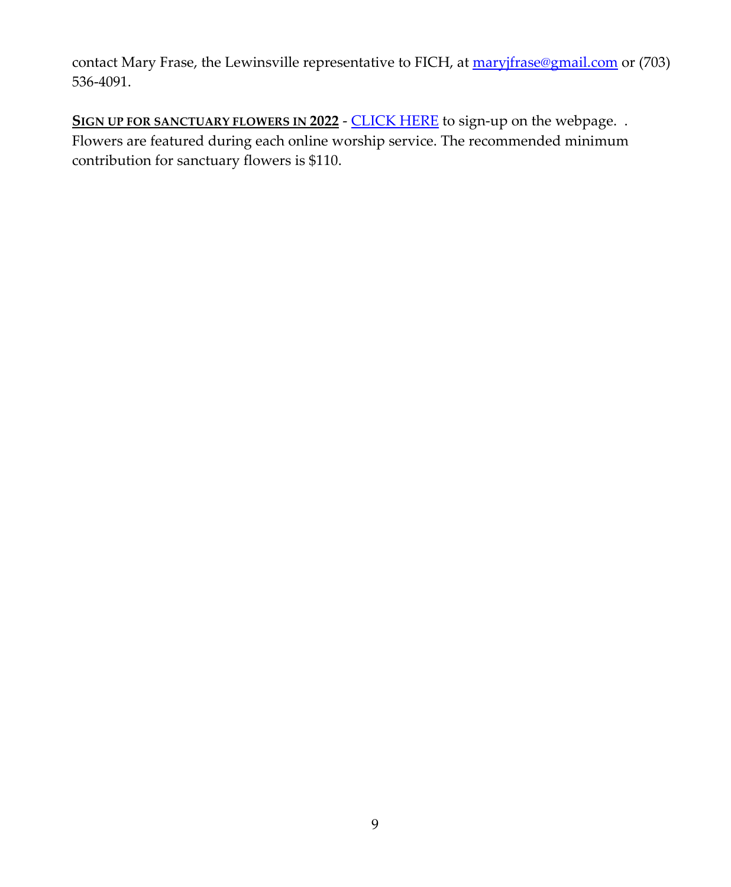contact Mary Frase, the Lewinsville representative to FICH, at maryjfrase@gmail.com or (703) 536-4091.

**SIGN UP FOR SANCTUARY FLOWERS IN 2022** - CLICK HERE to sign-up on the webpage. . Flowers are featured during each online worship service. The recommended minimum contribution for sanctuary flowers is $110.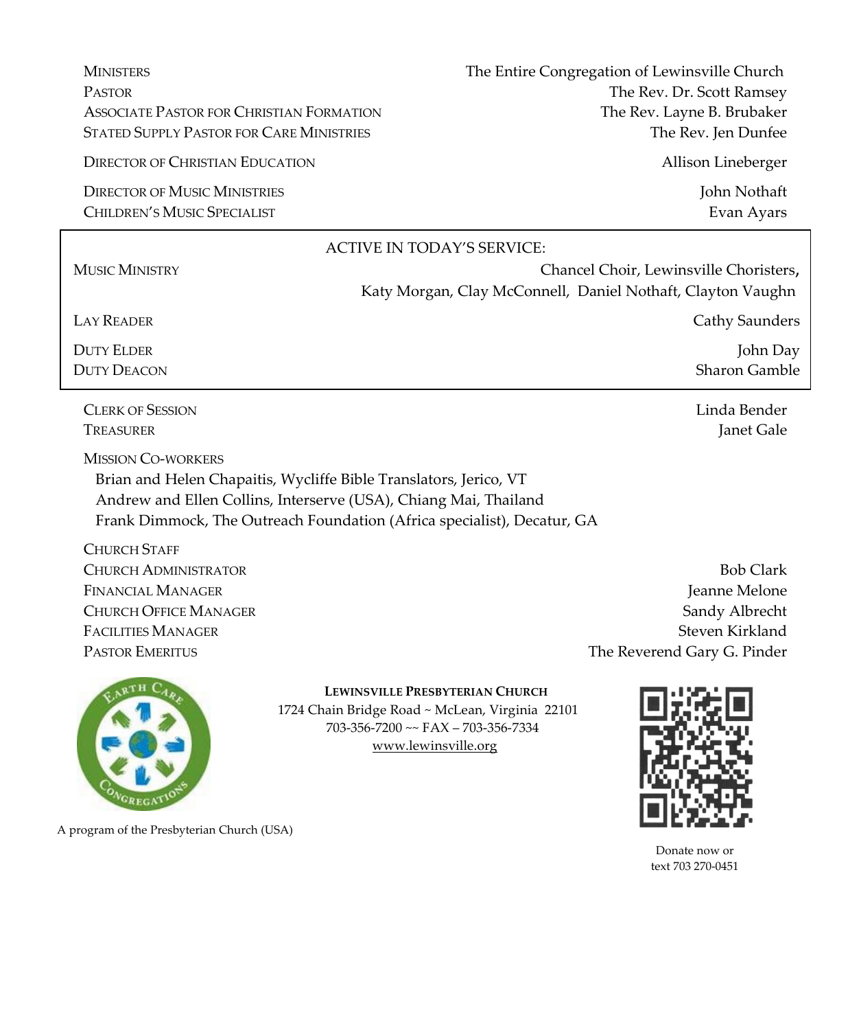| | |
|---|---|
| MINISTERS | The Entire Congregation of Lewinsville Church |
| PASTOR | The Rev. Dr. Scott Ramsey |
| ASSOCIATE PASTOR FOR CHRISTIAN FORMATION | The Rev. Layne B. Brubaker |
| STATED SUPPLY PASTOR FOR CARE MINISTRIES | The Rev. Jen Dunfee |
| DIRECTOR OF CHRISTIAN EDUCATION | Allison Lineberger |
| DIRECTOR OF MUSIC MINISTRIES | John Nothaft |
| CHILDREN'S MUSIC SPECIALIST | Evan Ayars |

ACTIVE IN TODAY'S SERVICE:

| | |
|---|---|
| MUSIC MINISTRY | Chancel Choir, Lewinsville Choristers, Katy Morgan, Clay McConnell, Daniel Nothaft, Clayton Vaughn |
| LAY READER | Cathy Saunders |
| DUTY ELDER | John Day |
| DUTY DEACON | Sharon Gamble |

| | |
|---|---|
| CLERK OF SESSION | Linda Bender |
| TREASURER | Janet Gale |

MISSION CO-WORKERS
- Brian and Helen Chapaitis, Wycliffe Bible Translators, Jerico, VT
- Andrew and Ellen Collins, Interserve (USA), Chiang Mai, Thailand
- Frank Dimmock, The Outreach Foundation (Africa specialist), Decatur, GA

CHURCH STAFF

| | |
|---|---|
| CHURCH ADMINISTRATOR | Bob Clark |
| FINANCIAL MANAGER | Jeanne Melone |
| CHURCH OFFICE MANAGER | Sandy Albrecht |
| FACILITIES MANAGER | Steven Kirkland |
| PASTOR EMERITUS | The Reverend Gary G. Pinder |

Earth Care Congregations

A program of the Presbyterian Church (USA)

**LEWINSVILLE PRESBYTERIAN CHURCH**
1724 Chain Bridge Road ~ McLean, Virginia 22101
703-356-7200 ~~ FAX – 703-356-7334
www.lewinsville.org

Donate now or
text 703 270-0451